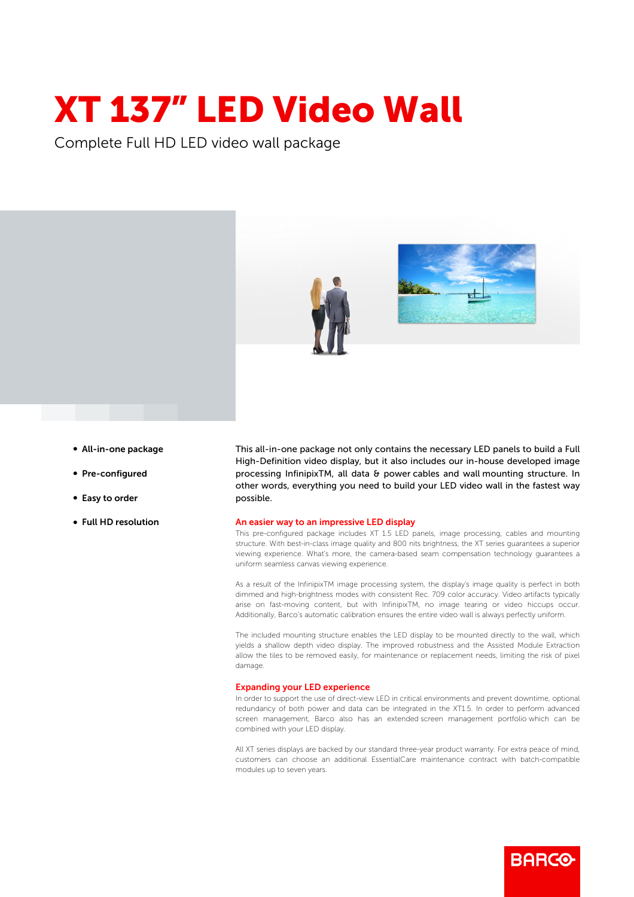# XT 137" LED Video Wall

Complete Full HD LED video wall package

- **All-in-one package**
- **Pre-configured**
- **Easy to order**
- **Full HD resolution**

This all-in-one package not only contains the necessary LED panels to build a Full High-Definition video display, but it also includes our in-house developed image processing InfinipixTM, all data & power cables and wall mounting structure. In other words, everything you need to build your LED video wall in the fastest way possible.

## An easier way to an impressive LED display

This pre-configured package includes XT 1.5 LED panels, image processing, cables and mounting structure. With best-in-class image quality and 800 nits brightness, the XT series guarantees a superior viewing experience. What's more, the camera-based seam compensation technology guarantees a uniform seamless canvas viewing experience.

As a result of the InfinipixTM image processing system, the display's image quality is perfect in both dimmed and high-brightness modes with consistent Rec. 709 color accuracy. Video artifacts typically arise on fast-moving content, but with InfinipixTM, no image tearing or video hiccups occur. Additionally, Barco's automatic calibration ensures the entire video wall is always perfectly uniform.

The included mounting structure enables the LED display to be mounted directly to the wall, which yields a shallow depth video display. The improved robustness and the Assisted Module Extraction allow the tiles to be removed easily, for maintenance or replacement needs, limiting the risk of pixel damage.

## Expanding your LED experience

In order to support the use of direct-view LED in critical environments and prevent downtime, optional redundancy of both power and data can be integrated in the XT1.5. In order to perform advanced screen management, Barco also has an extended screen management portfolio which can be combined with your LED display.

All XT series displays are backed by our standard three-year product warranty. For extra peace of mind, customers can choose an additional EssentialCare maintenance contract with batch-compatible modules up to seven years.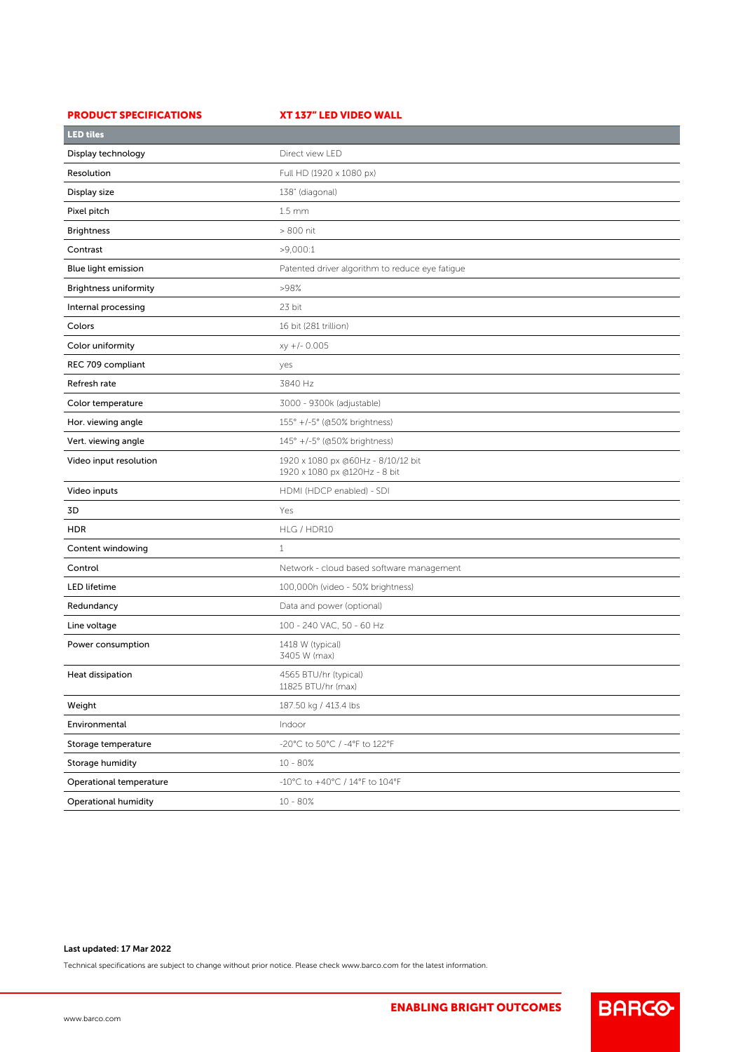**PRODUCT SPECIFICATIONS** **XT 137" LED VIDEO WALL**

| LED tiles | |
|---|---|
| Display technology | Direct view LED |
| Resolution | Full HD (1920 x 1080 px) |
| Display size | 138" (diagonal) |
| Pixel pitch | 1.5 mm |
| Brightness | > 800 nit |
| Contrast | >9,000:1 |
| Blue light emission | Patented driver algorithm to reduce eye fatigue |
| Brightness uniformity | >98% |
| Internal processing | 23 bit |
| Colors | 16 bit (281 trillion) |
| Color uniformity | xy +/- 0.005 |
| REC 709 compliant | yes |
| Refresh rate | 3840 Hz |
| Color temperature | 3000 - 9300k (adjustable) |
| Hor. viewing angle | 155° +/-5° (@50% brightness) |
| Vert. viewing angle | 145° +/-5° (@50% brightness) |
| Video input resolution | 1920 x 1080 px @60Hz - 8/10/12 bit<br>1920 x 1080 px @120Hz - 8 bit |
| Video inputs | HDMI (HDCP enabled) - SDI |
| 3D | Yes |
| HDR | HLG / HDR10 |
| Content windowing | 1 |
| Control | Network - cloud based software management |
| LED lifetime | 100,000h (video - 50% brightness) |
| Redundancy | Data and power (optional) |
| Line voltage | 100 - 240 VAC, 50 - 60 Hz |
| Power consumption | 1418 W (typical)<br>3405 W (max) |
| Heat dissipation | 4565 BTU/hr (typical)<br>11825 BTU/hr (max) |
| Weight | 187.50 kg / 413.4 lbs |
| Environmental | Indoor |
| Storage temperature | -20°C to 50°C / -4°F to 122°F |
| Storage humidity | 10 - 80% |
| Operational temperature | -10°C to +40°C / 14°F to 104°F |
| Operational humidity | 10 - 80% |

**Last updated: 17 Mar 2022**

Technical specifications are subject to change without prior notice. Please check www.barco.com for the latest information.